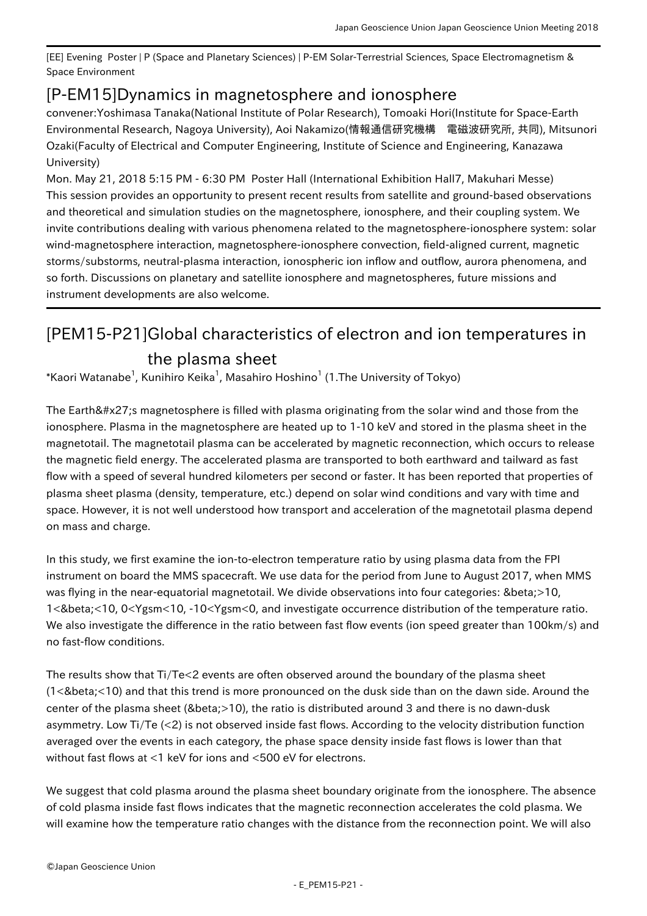[EE] Evening Poster | P (Space and Planetary Sciences) | P-EM Solar-Terrestrial Sciences, Space Electromagnetism & Space Environment

## [P-EM15]Dynamics in magnetosphere and ionosphere

convener:Yoshimasa Tanaka(National Institute of Polar Research), Tomoaki Hori(Institute for Space-Earth Environmental Research, Nagoya University), Aoi Nakamizo(情報通信研究機構　電磁波研究所, 共同), Mitsunori Ozaki(Faculty of Electrical and Computer Engineering, Institute of Science and Engineering, Kanazawa University)

Mon. May 21, 2018 5:15 PM - 6:30 PM Poster Hall (International Exhibition Hall7, Makuhari Messe)

This session provides an opportunity to present recent results from satellite and ground-based observations and theoretical and simulation studies on the magnetosphere, ionosphere, and their coupling system. We invite contributions dealing with various phenomena related to the magnetosphere-ionosphere system: solar wind-magnetosphere interaction, magnetosphere-ionosphere convection, field-aligned current, magnetic storms/substorms, neutral-plasma interaction, ionospheric ion inflow and outflow, aurora phenomena, and so forth. Discussions on planetary and satellite ionosphere and magnetospheres, future missions and instrument developments are also welcome.

## [PEM15-P21]Global characteristics of electron and ion temperatures in the plasma sheet

*Kaori Watanabe[1], Kunihiro Keika[1], Masahiro Hoshino[1] (1.The University of Tokyo)

The Earth&#x27;s magnetosphere is filled with plasma originating from the solar wind and those from the ionosphere. Plasma in the magnetosphere are heated up to 1-10 keV and stored in the plasma sheet in the magnetotail. The magnetotail plasma can be accelerated by magnetic reconnection, which occurs to release the magnetic field energy. The accelerated plasma are transported to both earthward and tailward as fast flow with a speed of several hundred kilometers per second or faster. It has been reported that properties of plasma sheet plasma (density, temperature, etc.) depend on solar wind conditions and vary with time and space. However, it is not well understood how transport and acceleration of the magnetotail plasma depend on mass and charge.

In this study, we first examine the ion-to-electron temperature ratio by using plasma data from the FPI instrument on board the MMS spacecraft. We use data for the period from June to August 2017, when MMS was flying in the near-equatorial magnetotail. We divide observations into four categories: &beta;>10, 1<&beta;<10, 0<Ygsm<10, -10<Ygsm<0, and investigate occurrence distribution of the temperature ratio. We also investigate the difference in the ratio between fast flow events (ion speed greater than 100km/s) and no fast-flow conditions.

The results show that Ti/Te<2 events are often observed around the boundary of the plasma sheet (1<&beta;<10) and that this trend is more pronounced on the dusk side than on the dawn side. Around the center of the plasma sheet (&beta;>10), the ratio is distributed around 3 and there is no dawn-dusk asymmetry. Low Ti/Te (<2) is not observed inside fast flows. According to the velocity distribution function averaged over the events in each category, the phase space density inside fast flows is lower than that without fast flows at <1 keV for ions and <500 eV for electrons.

We suggest that cold plasma around the plasma sheet boundary originate from the ionosphere. The absence of cold plasma inside fast flows indicates that the magnetic reconnection accelerates the cold plasma. We will examine how the temperature ratio changes with the distance from the reconnection point. We will also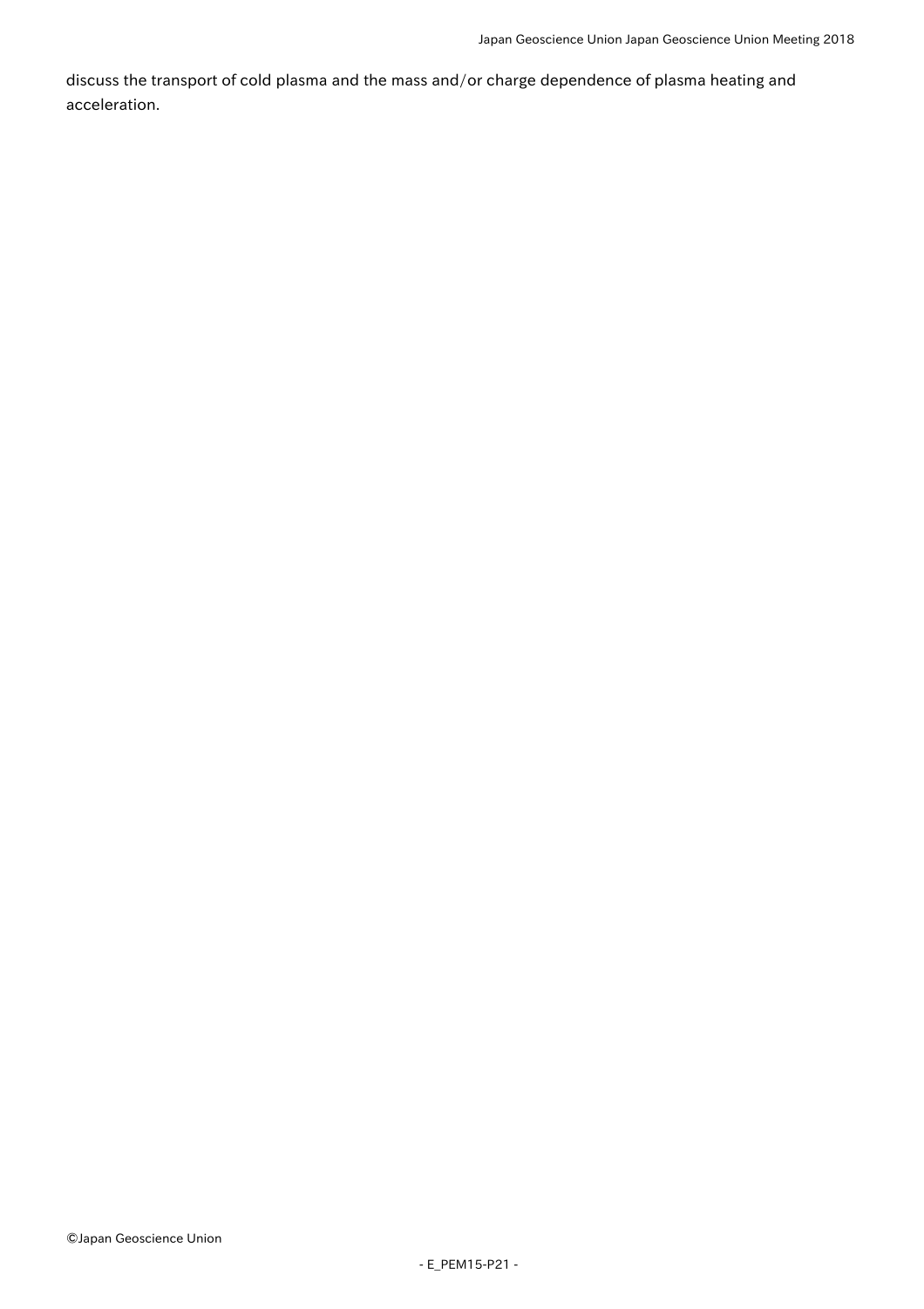discuss the transport of cold plasma and the mass and/or charge dependence of plasma heating and acceleration.